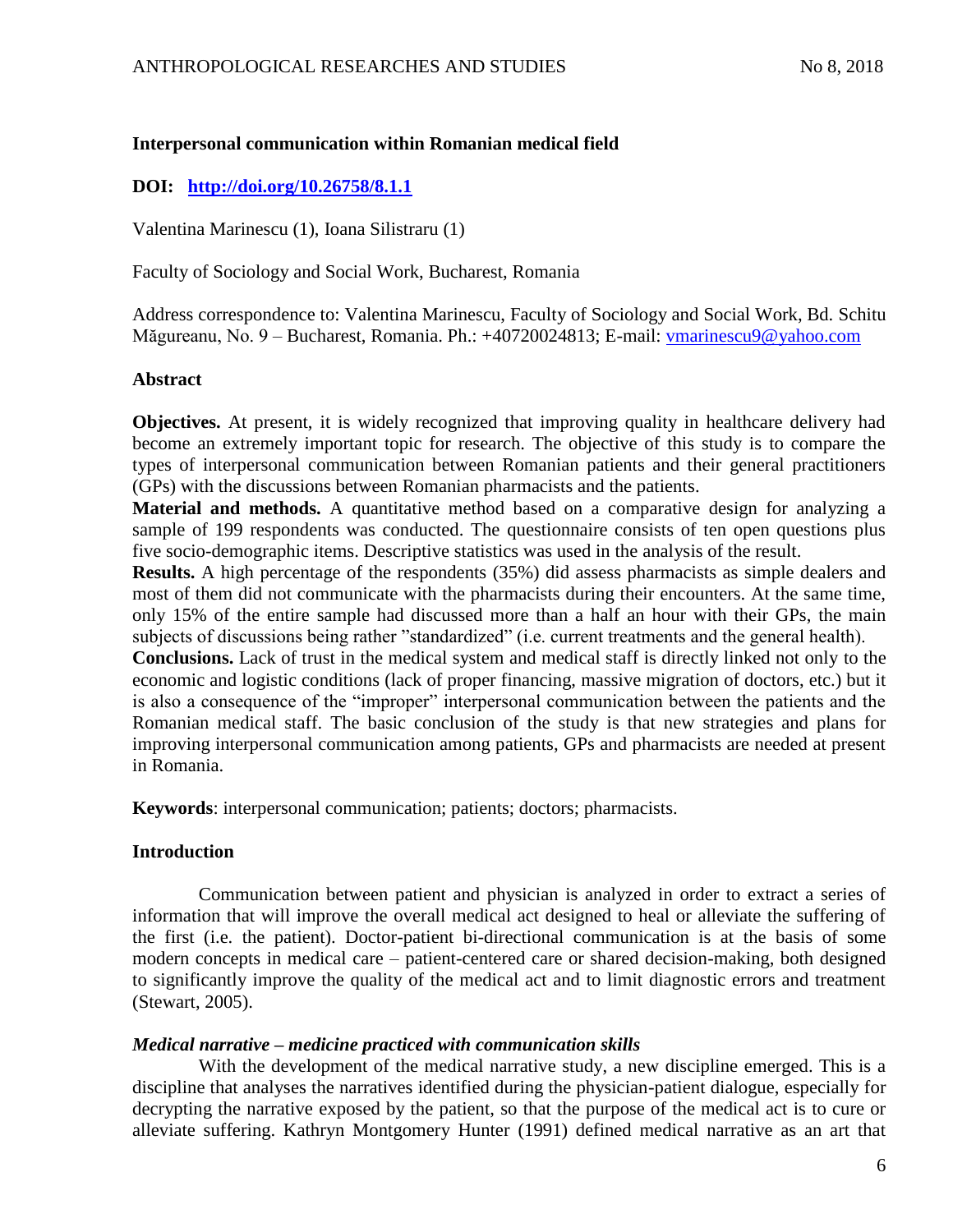## Interpersonal communication within Romanian medical field

**DOI: [http://doi.org/10.26758/8.1.1](http://doi.org/10.26758/8.1.1)**

Valentina Marinescu (1), Ioana Silistraru (1)

Faculty of Sociology and Social Work, Bucharest, Romania

Address correspondence to: Valentina Marinescu, Faculty of Sociology and Social Work, Bd. Schitu Măgureanu, No. 9 – Bucharest, Romania. Ph.: +40720024813; E-mail: [vmarinescu9@yahoo.com](mailto:vmarinescu9@yahoo.com)

### Abstract

**Objectives.** At present, it is widely recognized that improving quality in healthcare delivery had become an extremely important topic for research. The objective of this study is to compare the types of interpersonal communication between Romanian patients and their general practitioners (GPs) with the discussions between Romanian pharmacists and the patients.

**Material and methods.** A quantitative method based on a comparative design for analyzing a sample of 199 respondents was conducted. The questionnaire consists of ten open questions plus five socio-demographic items. Descriptive statistics was used in the analysis of the result.

**Results.** A high percentage of the respondents (35%) did assess pharmacists as simple dealers and most of them did not communicate with the pharmacists during their encounters. At the same time, only 15% of the entire sample had discussed more than a half an hour with their GPs, the main subjects of discussions being rather ”standardized” (i.e. current treatments and the general health).

**Conclusions.** Lack of trust in the medical system and medical staff is directly linked not only to the economic and logistic conditions (lack of proper financing, massive migration of doctors, etc.) but it is also a consequence of the “improper” interpersonal communication between the patients and the Romanian medical staff. The basic conclusion of the study is that new strategies and plans for improving interpersonal communication among patients, GPs and pharmacists are needed at present in Romania.

**Keywords**: interpersonal communication; patients; doctors; pharmacists.

### Introduction

Communication between patient and physician is analyzed in order to extract a series of information that will improve the overall medical act designed to heal or alleviate the suffering of the first (i.e. the patient). Doctor-patient bi-directional communication is at the basis of some modern concepts in medical care – patient-centered care or shared decision-making, both designed to significantly improve the quality of the medical act and to limit diagnostic errors and treatment (Stewart, 2005).

#### *Medical narrative – medicine practiced with communication skills*

With the development of the medical narrative study, a new discipline emerged. This is a discipline that analyses the narratives identified during the physician-patient dialogue, especially for decrypting the narrative exposed by the patient, so that the purpose of the medical act is to cure or alleviate suffering. Kathryn Montgomery Hunter (1991) defined medical narrative as an art that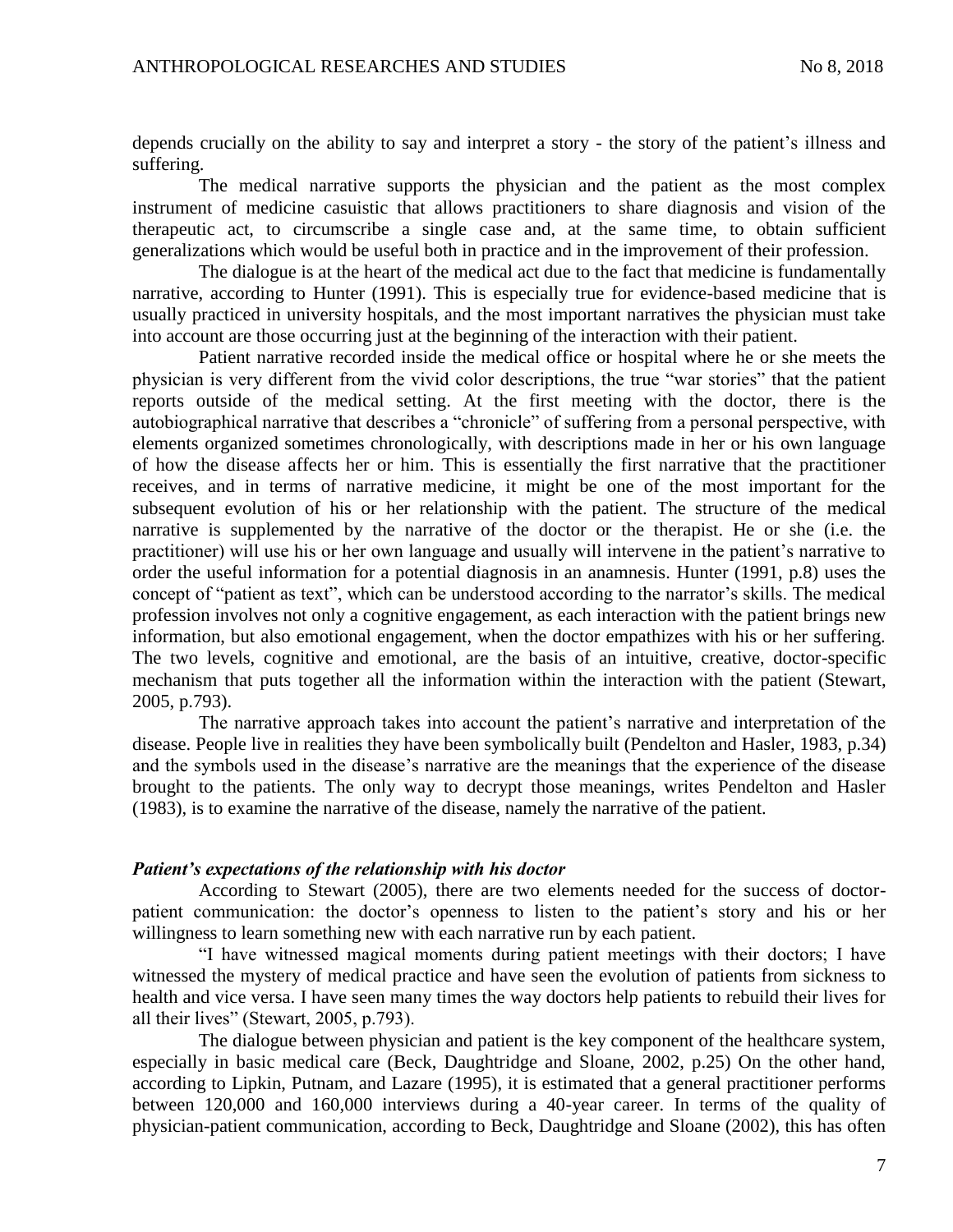depends crucially on the ability to say and interpret a story - the story of the patient's illness and suffering.

The medical narrative supports the physician and the patient as the most complex instrument of medicine casuistic that allows practitioners to share diagnosis and vision of the therapeutic act, to circumscribe a single case and, at the same time, to obtain sufficient generalizations which would be useful both in practice and in the improvement of their profession.

The dialogue is at the heart of the medical act due to the fact that medicine is fundamentally narrative, according to Hunter (1991). This is especially true for evidence-based medicine that is usually practiced in university hospitals, and the most important narratives the physician must take into account are those occurring just at the beginning of the interaction with their patient.

Patient narrative recorded inside the medical office or hospital where he or she meets the physician is very different from the vivid color descriptions, the true "war stories" that the patient reports outside of the medical setting. At the first meeting with the doctor, there is the autobiographical narrative that describes a "chronicle" of suffering from a personal perspective, with elements organized sometimes chronologically, with descriptions made in her or his own language of how the disease affects her or him. This is essentially the first narrative that the practitioner receives, and in terms of narrative medicine, it might be one of the most important for the subsequent evolution of his or her relationship with the patient. The structure of the medical narrative is supplemented by the narrative of the doctor or the therapist. He or she (i.e. the practitioner) will use his or her own language and usually will intervene in the patient's narrative to order the useful information for a potential diagnosis in an anamnesis. Hunter (1991, p.8) uses the concept of "patient as text", which can be understood according to the narrator's skills. The medical profession involves not only a cognitive engagement, as each interaction with the patient brings new information, but also emotional engagement, when the doctor empathizes with his or her suffering. The two levels, cognitive and emotional, are the basis of an intuitive, creative, doctor-specific mechanism that puts together all the information within the interaction with the patient (Stewart, 2005, p.793).

The narrative approach takes into account the patient's narrative and interpretation of the disease. People live in realities they have been symbolically built (Pendelton and Hasler, 1983, p.34) and the symbols used in the disease's narrative are the meanings that the experience of the disease brought to the patients. The only way to decrypt those meanings, writes Pendelton and Hasler (1983), is to examine the narrative of the disease, namely the narrative of the patient.

### ***Patient's expectations of the relationship with his doctor***

According to Stewart (2005), there are two elements needed for the success of doctor-patient communication: the doctor's openness to listen to the patient's story and his or her willingness to learn something new with each narrative run by each patient.

"I have witnessed magical moments during patient meetings with their doctors; I have witnessed the mystery of medical practice and have seen the evolution of patients from sickness to health and vice versa. I have seen many times the way doctors help patients to rebuild their lives for all their lives" (Stewart, 2005, p.793).

The dialogue between physician and patient is the key component of the healthcare system, especially in basic medical care (Beck, Daughtridge and Sloane, 2002, p.25) On the other hand, according to Lipkin, Putnam, and Lazare (1995), it is estimated that a general practitioner performs between 120,000 and 160,000 interviews during a 40-year career. In terms of the quality of physician-patient communication, according to Beck, Daughtridge and Sloane (2002), this has often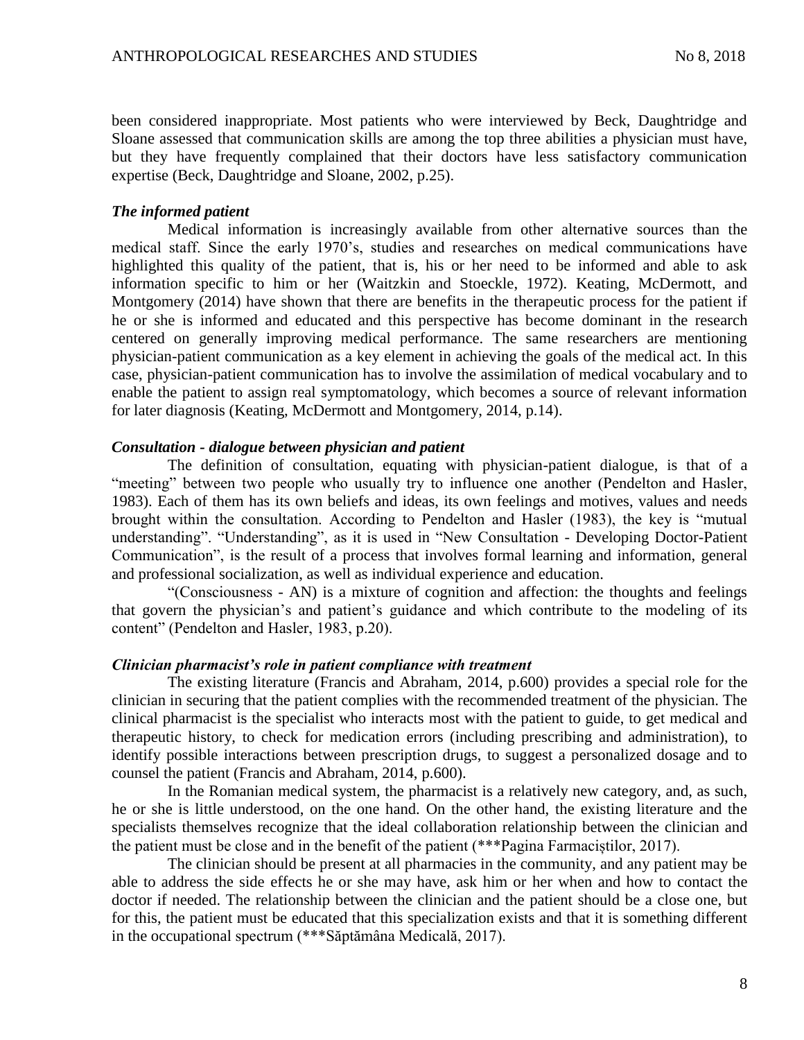been considered inappropriate. Most patients who were interviewed by Beck, Daughtridge and Sloane assessed that communication skills are among the top three abilities a physician must have, but they have frequently complained that their doctors have less satisfactory communication expertise (Beck, Daughtridge and Sloane, 2002, p.25).

### *The informed patient*

Medical information is increasingly available from other alternative sources than the medical staff. Since the early 1970's, studies and researches on medical communications have highlighted this quality of the patient, that is, his or her need to be informed and able to ask information specific to him or her (Waitzkin and Stoeckle, 1972). Keating, McDermott, and Montgomery (2014) have shown that there are benefits in the therapeutic process for the patient if he or she is informed and educated and this perspective has become dominant in the research centered on generally improving medical performance. The same researchers are mentioning physician-patient communication as a key element in achieving the goals of the medical act. In this case, physician-patient communication has to involve the assimilation of medical vocabulary and to enable the patient to assign real symptomatology, which becomes a source of relevant information for later diagnosis (Keating, McDermott and Montgomery, 2014, p.14).

### *Consultation - dialogue between physician and patient*

The definition of consultation, equating with physician-patient dialogue, is that of a "meeting" between two people who usually try to influence one another (Pendelton and Hasler, 1983). Each of them has its own beliefs and ideas, its own feelings and motives, values and needs brought within the consultation. According to Pendelton and Hasler (1983), the key is "mutual understanding". "Understanding", as it is used in "New Consultation - Developing Doctor-Patient Communication", is the result of a process that involves formal learning and information, general and professional socialization, as well as individual experience and education.

"(Consciousness - AN) is a mixture of cognition and affection: the thoughts and feelings that govern the physician's and patient's guidance and which contribute to the modeling of its content" (Pendelton and Hasler, 1983, p.20).

### *Clinician pharmacist's role in patient compliance with treatment*

The existing literature (Francis and Abraham, 2014, p.600) provides a special role for the clinician in securing that the patient complies with the recommended treatment of the physician. The clinical pharmacist is the specialist who interacts most with the patient to guide, to get medical and therapeutic history, to check for medication errors (including prescribing and administration), to identify possible interactions between prescription drugs, to suggest a personalized dosage and to counsel the patient (Francis and Abraham, 2014, p.600).

In the Romanian medical system, the pharmacist is a relatively new category, and, as such, he or she is little understood, on the one hand. On the other hand, the existing literature and the specialists themselves recognize that the ideal collaboration relationship between the clinician and the patient must be close and in the benefit of the patient (***Pagina Farmaciștilor, 2017).

The clinician should be present at all pharmacies in the community, and any patient may be able to address the side effects he or she may have, ask him or her when and how to contact the doctor if needed. The relationship between the clinician and the patient should be a close one, but for this, the patient must be educated that this specialization exists and that it is something different in the occupational spectrum (***Săptămâna Medicală, 2017).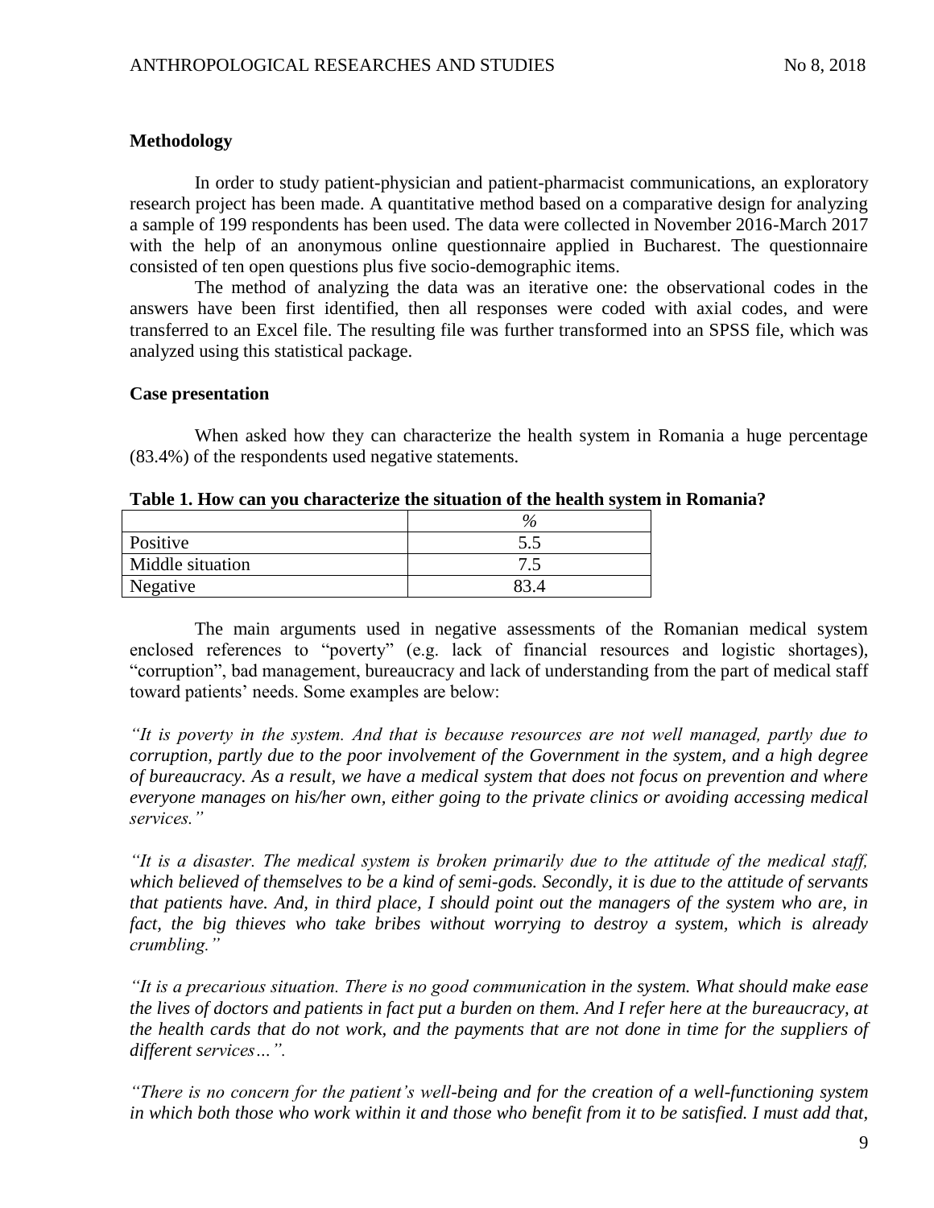## Methodology

In order to study patient-physician and patient-pharmacist communications, an exploratory research project has been made. A quantitative method based on a comparative design for analyzing a sample of 199 respondents has been used. The data were collected in November 2016-March 2017 with the help of an anonymous online questionnaire applied in Bucharest. The questionnaire consisted of ten open questions plus five socio-demographic items.

The method of analyzing the data was an iterative one: the observational codes in the answers have been first identified, then all responses were coded with axial codes, and were transferred to an Excel file. The resulting file was further transformed into an SPSS file, which was analyzed using this statistical package.

## Case presentation

When asked how they can characterize the health system in Romania a huge percentage (83.4%) of the respondents used negative statements.

**Table 1. How can you characterize the situation of the health system in Romania?**

| | % |
|---|---|
| Positive | 5.5 |
| Middle situation | 7.5 |
| Negative | 83.4 |

The main arguments used in negative assessments of the Romanian medical system enclosed references to "poverty" (e.g. lack of financial resources and logistic shortages), "corruption", bad management, bureaucracy and lack of understanding from the part of medical staff toward patients' needs. Some examples are below:

*"It is poverty in the system. And that is because resources are not well managed, partly due to corruption, partly due to the poor involvement of the Government in the system, and a high degree of bureaucracy. As a result, we have a medical system that does not focus on prevention and where everyone manages on his/her own, either going to the private clinics or avoiding accessing medical services."*

*"It is a disaster. The medical system is broken primarily due to the attitude of the medical staff, which believed of themselves to be a kind of semi-gods. Secondly, it is due to the attitude of servants that patients have. And, in third place, I should point out the managers of the system who are, in fact, the big thieves who take bribes without worrying to destroy a system, which is already crumbling."*

*"It is a precarious situation. There is no good communication in the system. What should make ease the lives of doctors and patients in fact put a burden on them. And I refer here at the bureaucracy, at the health cards that do not work, and the payments that are not done in time for the suppliers of different services…".*

*"There is no concern for the patient's well-being and for the creation of a well-functioning system in which both those who work within it and those who benefit from it to be satisfied. I must add that,*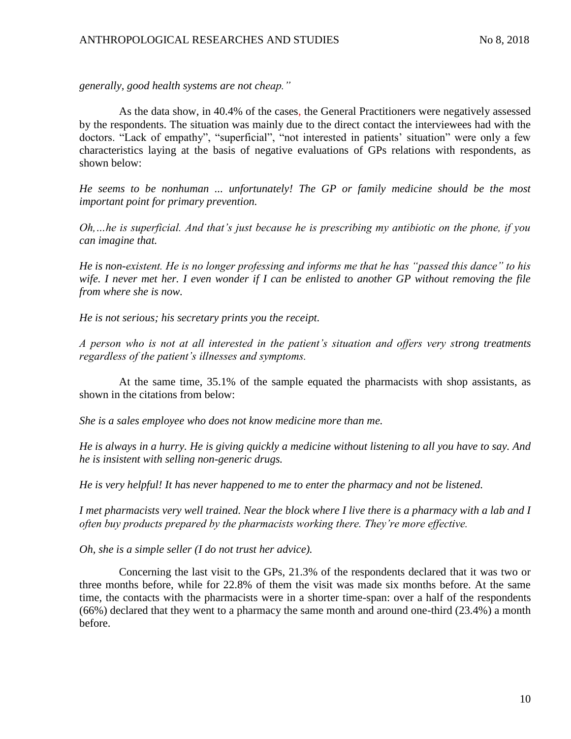*generally, good health systems are not cheap."*

As the data show, in 40.4% of the cases, the General Practitioners were negatively assessed by the respondents. The situation was mainly due to the direct contact the interviewees had with the doctors. "Lack of empathy", "superficial", "not interested in patients' situation" were only a few characteristics laying at the basis of negative evaluations of GPs relations with respondents, as shown below:

*He seems to be nonhuman ... unfortunately! The GP or family medicine should be the most important point for primary prevention.*

*Oh,…he is superficial. And that's just because he is prescribing my antibiotic on the phone, if you can imagine that.*

*He is non-existent. He is no longer professing and informs me that he has "passed this dance" to his wife. I never met her. I even wonder if I can be enlisted to another GP without removing the file from where she is now.*

*He is not serious; his secretary prints you the receipt.*

*A person who is not at all interested in the patient's situation and offers very strong treatments regardless of the patient's illnesses and symptoms.*

At the same time, 35.1% of the sample equated the pharmacists with shop assistants, as shown in the citations from below:

*She is a sales employee who does not know medicine more than me.*

*He is always in a hurry. He is giving quickly a medicine without listening to all you have to say. And he is insistent with selling non-generic drugs.*

*He is very helpful! It has never happened to me to enter the pharmacy and not be listened.*

*I met pharmacists very well trained. Near the block where I live there is a pharmacy with a lab and I often buy products prepared by the pharmacists working there. They're more effective.*

*Oh, she is a simple seller (I do not trust her advice).*

Concerning the last visit to the GPs, 21.3% of the respondents declared that it was two or three months before, while for 22.8% of them the visit was made six months before. At the same time, the contacts with the pharmacists were in a shorter time-span: over a half of the respondents (66%) declared that they went to a pharmacy the same month and around one-third (23.4%) a month before.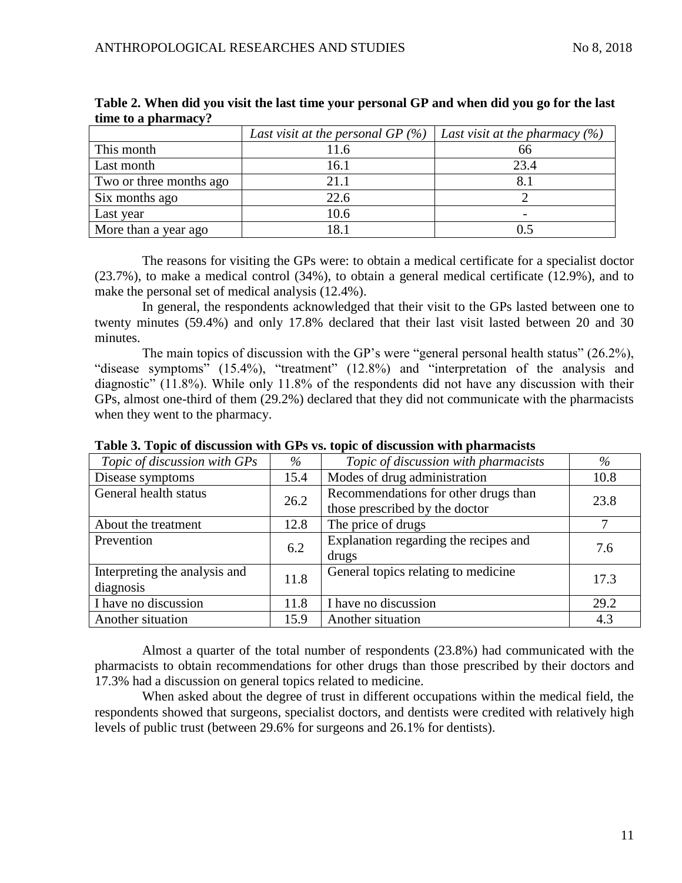**Table 2. When did you visit the last time your personal GP and when did you go for the last time to a pharmacy?**

| | *Last visit at the personal GP (%)* | *Last visit at the pharmacy (%)* |
|---|---|---|
| This month | 11.6 | 66 |
| Last month | 16.1 | 23.4 |
| Two or three months ago | 21.1 | 8.1 |
| Six months ago | 22.6 | 2 |
| Last year | 10.6 | - |
| More than a year ago | 18.1 | 0.5 |

The reasons for visiting the GPs were: to obtain a medical certificate for a specialist doctor (23.7%), to make a medical control (34%), to obtain a general medical certificate (12.9%), and to make the personal set of medical analysis (12.4%).

In general, the respondents acknowledged that their visit to the GPs lasted between one to twenty minutes (59.4%) and only 17.8% declared that their last visit lasted between 20 and 30 minutes.

The main topics of discussion with the GP's were "general personal health status" (26.2%), "disease symptoms" (15.4%), "treatment" (12.8%) and "interpretation of the analysis and diagnostic" (11.8%). While only 11.8% of the respondents did not have any discussion with their GPs, almost one-third of them (29.2%) declared that they did not communicate with the pharmacists when they went to the pharmacy.

**Table 3. Topic of discussion with GPs vs. topic of discussion with pharmacists**

| *Topic of discussion with GPs* | *%* | *Topic of discussion with pharmacists* | *%* |
|---|---|---|---|
| Disease symptoms | 15.4 | Modes of drug administration | 10.8 |
| General health status | 26.2 | Recommendations for other drugs than those prescribed by the doctor | 23.8 |
| About the treatment | 12.8 | The price of drugs | 7 |
| Prevention | 6.2 | Explanation regarding the recipes and drugs | 7.6 |
| Interpreting the analysis and diagnosis | 11.8 | General topics relating to medicine | 17.3 |
| I have no discussion | 11.8 | I have no discussion | 29.2 |
| Another situation | 15.9 | Another situation | 4.3 |

Almost a quarter of the total number of respondents (23.8%) had communicated with the pharmacists to obtain recommendations for other drugs than those prescribed by their doctors and 17.3% had a discussion on general topics related to medicine.

When asked about the degree of trust in different occupations within the medical field, the respondents showed that surgeons, specialist doctors, and dentists were credited with relatively high levels of public trust (between 29.6% for surgeons and 26.1% for dentists).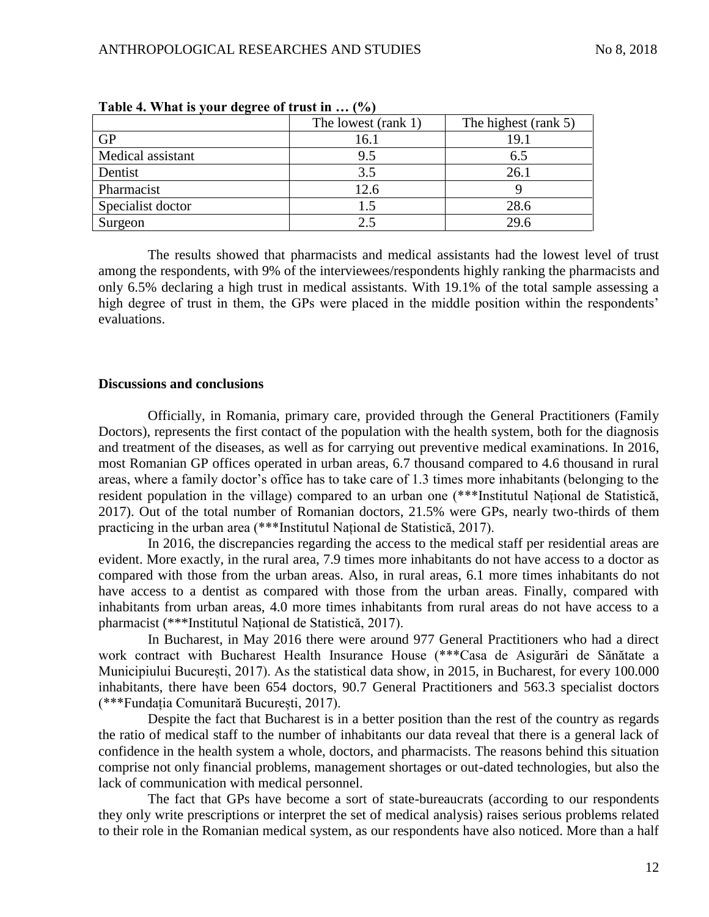**Table 4. What is your degree of trust in … (%)**

| | The lowest (rank 1) | The highest (rank 5) |
|---|---|---|
| GP | 16.1 | 19.1 |
| Medical assistant | 9.5 | 6.5 |
| Dentist | 3.5 | 26.1 |
| Pharmacist | 12.6 | 9 |
| Specialist doctor | 1.5 | 28.6 |
| Surgeon | 2.5 | 29.6 |

The results showed that pharmacists and medical assistants had the lowest level of trust among the respondents, with 9% of the interviewees/respondents highly ranking the pharmacists and only 6.5% declaring a high trust in medical assistants. With 19.1% of the total sample assessing a high degree of trust in them, the GPs were placed in the middle position within the respondents' evaluations.

## Discussions and conclusions

Officially, in Romania, primary care, provided through the General Practitioners (Family Doctors), represents the first contact of the population with the health system, both for the diagnosis and treatment of the diseases, as well as for carrying out preventive medical examinations. In 2016, most Romanian GP offices operated in urban areas, 6.7 thousand compared to 4.6 thousand in rural areas, where a family doctor's office has to take care of 1.3 times more inhabitants (belonging to the resident population in the village) compared to an urban one (***Institutul Național de Statistică, 2017). Out of the total number of Romanian doctors, 21.5% were GPs, nearly two-thirds of them practicing in the urban area (***Institutul Național de Statistică, 2017).

In 2016, the discrepancies regarding the access to the medical staff per residential areas are evident. More exactly, in the rural area, 7.9 times more inhabitants do not have access to a doctor as compared with those from the urban areas. Also, in rural areas, 6.1 more times inhabitants do not have access to a dentist as compared with those from the urban areas. Finally, compared with inhabitants from urban areas, 4.0 more times inhabitants from rural areas do not have access to a pharmacist (***Institutul Național de Statistică, 2017).

In Bucharest, in May 2016 there were around 977 General Practitioners who had a direct work contract with Bucharest Health Insurance House (***Casa de Asigurări de Sănătate a Municipiului București, 2017). As the statistical data show, in 2015, in Bucharest, for every 100.000 inhabitants, there have been 654 doctors, 90.7 General Practitioners and 563.3 specialist doctors (***Fundația Comunitară București, 2017).

Despite the fact that Bucharest is in a better position than the rest of the country as regards the ratio of medical staff to the number of inhabitants our data reveal that there is a general lack of confidence in the health system a whole, doctors, and pharmacists. The reasons behind this situation comprise not only financial problems, management shortages or out-dated technologies, but also the lack of communication with medical personnel.

The fact that GPs have become a sort of state-bureaucrats (according to our respondents they only write prescriptions or interpret the set of medical analysis) raises serious problems related to their role in the Romanian medical system, as our respondents have also noticed. More than a half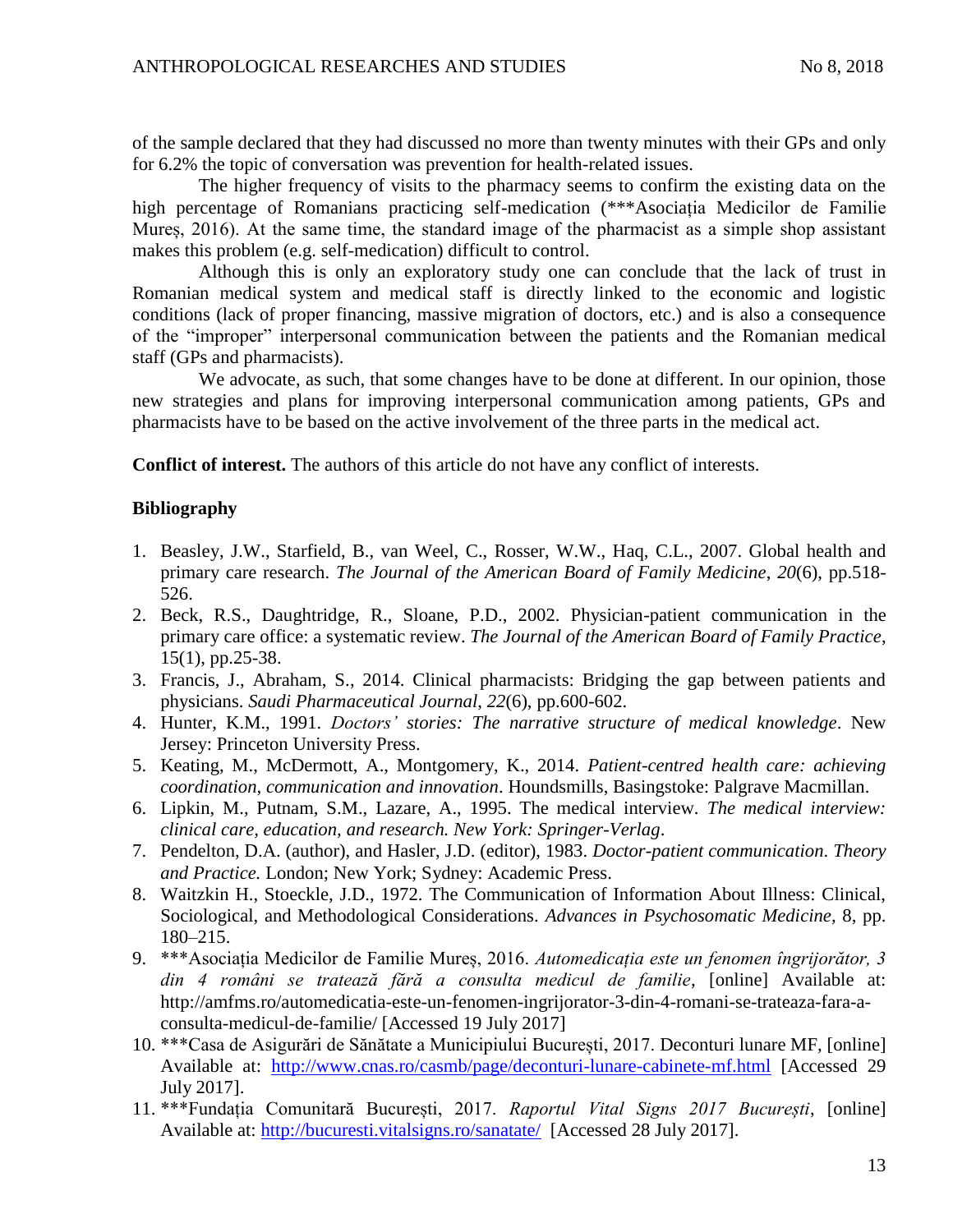of the sample declared that they had discussed no more than twenty minutes with their GPs and only for 6.2% the topic of conversation was prevention for health-related issues.

The higher frequency of visits to the pharmacy seems to confirm the existing data on the high percentage of Romanians practicing self-medication (***Asociația Medicilor de Familie Mureș, 2016). At the same time, the standard image of the pharmacist as a simple shop assistant makes this problem (e.g. self-medication) difficult to control.

Although this is only an exploratory study one can conclude that the lack of trust in Romanian medical system and medical staff is directly linked to the economic and logistic conditions (lack of proper financing, massive migration of doctors, etc.) and is also a consequence of the "improper" interpersonal communication between the patients and the Romanian medical staff (GPs and pharmacists).

We advocate, as such, that some changes have to be done at different. In our opinion, those new strategies and plans for improving interpersonal communication among patients, GPs and pharmacists have to be based on the active involvement of the three parts in the medical act.

**Conflict of interest.** The authors of this article do not have any conflict of interests.

**Bibliography**

1. Beasley, J.W., Starfield, B., van Weel, C., Rosser, W.W., Haq, C.L., 2007. Global health and primary care research. *The Journal of the American Board of Family Medicine*, *20*(6), pp.518-526.
2. Beck, R.S., Daughtridge, R., Sloane, P.D., 2002. Physician-patient communication in the primary care office: a systematic review. *The Journal of the American Board of Family Practice*, 15(1), pp.25-38.
3. Francis, J., Abraham, S., 2014. Clinical pharmacists: Bridging the gap between patients and physicians. *Saudi Pharmaceutical Journal*, *22*(6), pp.600-602.
4. Hunter, K.M., 1991. *Doctors' stories: The narrative structure of medical knowledge*. New Jersey: Princeton University Press.
5. Keating, M., McDermott, A., Montgomery, K., 2014. *Patient-centred health care: achieving coordination, communication and innovation*. Houndsmills, Basingstoke: Palgrave Macmillan.
6. Lipkin, M., Putnam, S.M., Lazare, A., 1995. The medical interview. *The medical interview: clinical care, education, and research. New York: Springer-Verlag*.
7. Pendelton, D.A. (author), and Hasler, J.D. (editor), 1983. *Doctor-patient communication*. *Theory and Practice.* London; New York; Sydney: Academic Press.
8. Waitzkin H., Stoeckle, J.D., 1972. The Communication of Information About Illness: Clinical, Sociological, and Methodological Considerations. *Advances in Psychosomatic Medicine,* 8, pp. 180–215.
9. ***Asociația Medicilor de Familie Mureș, 2016. *Automedicația este un fenomen îngrijorător, 3 din 4 români se tratează fără a consulta medicul de familie*, [online] Available at: http://amfms.ro/automedicatia-este-un-fenomen-ingrijorator-3-din-4-romani-se-trateaza-fara-a-consulta-medicul-de-familie/ [Accessed 19 July 2017]
10. ***Casa de Asigurări de Sănătate a Municipiului București, 2017. Deconturi lunare MF, [online] Available at: http://www.cnas.ro/casmb/page/deconturi-lunare-cabinete-mf.html [Accessed 29 July 2017].
11. ***Fundația Comunitară București, 2017. *Raportul Vital Signs 2017 București*, [online] Available at: http://bucuresti.vitalsigns.ro/sanatate/ [Accessed 28 July 2017].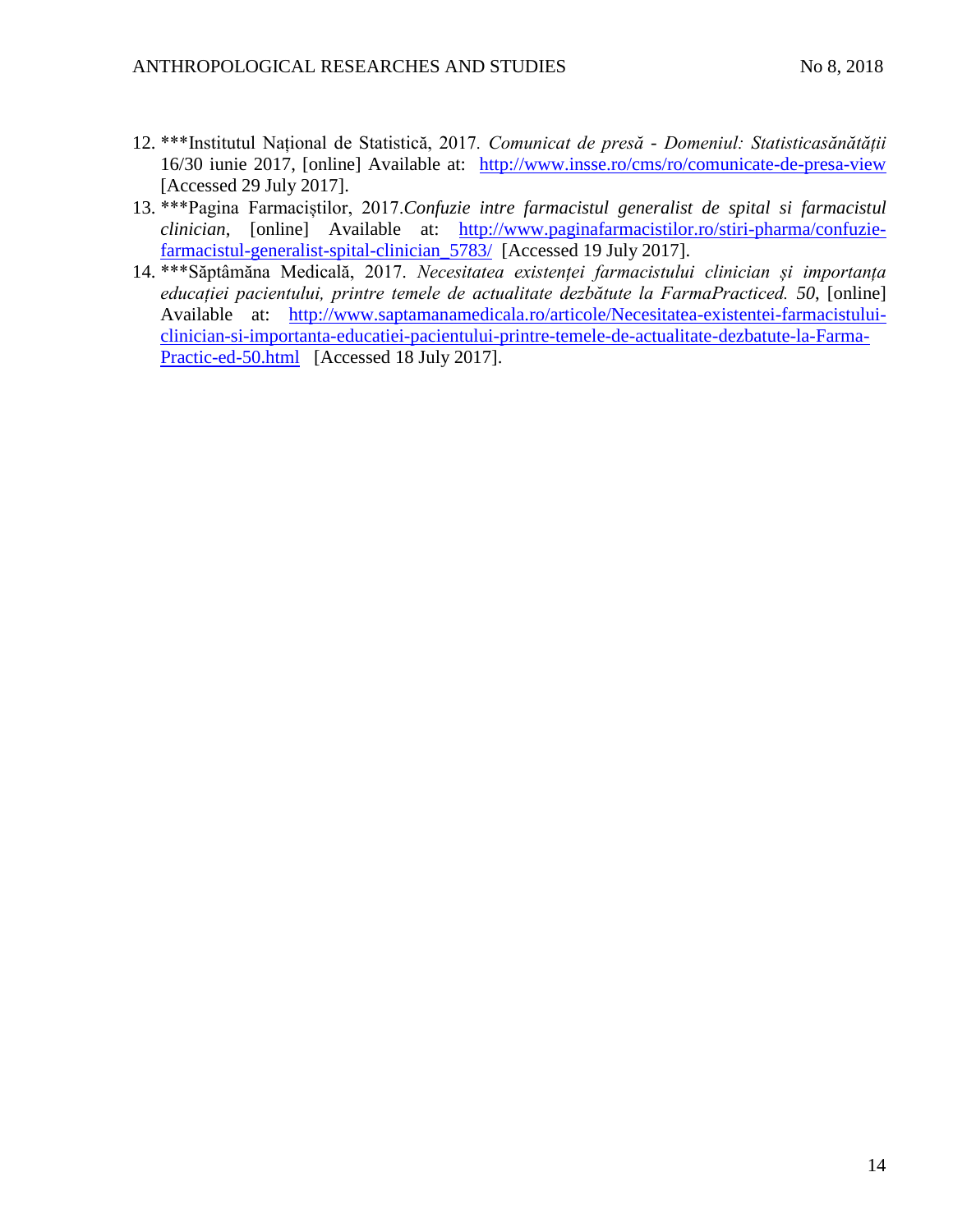12. ***Institutul Național de Statistică, 2017. *Comunicat de presă - Domeniul: Statisticasănătății* 16/30 iunie 2017, [online] Available at: http://www.insse.ro/cms/ro/comunicate-de-presa-view [Accessed 29 July 2017].
13. ***Pagina Farmaciștilor, 2017.*Confuzie intre farmacistul generalist de spital si farmacistul clinician*, [online] Available at: http://www.paginafarmacistilor.ro/stiri-pharma/confuzie-farmacistul-generalist-spital-clinician_5783/ [Accessed 19 July 2017].
14. ***Săptâmăna Medicală, 2017. *Necesitatea existenței farmacistului clinician și importanța educației pacientului, printre temele de actualitate dezbătute la FarmaPracticed. 50*, [online] Available at: http://www.saptamanamedicala.ro/articole/Necesitatea-existentei-farmacistului-clinician-si-importanta-educatiei-pacientului-printre-temele-de-actualitate-dezbatute-la-Farma-Practic-ed-50.html [Accessed 18 July 2017].